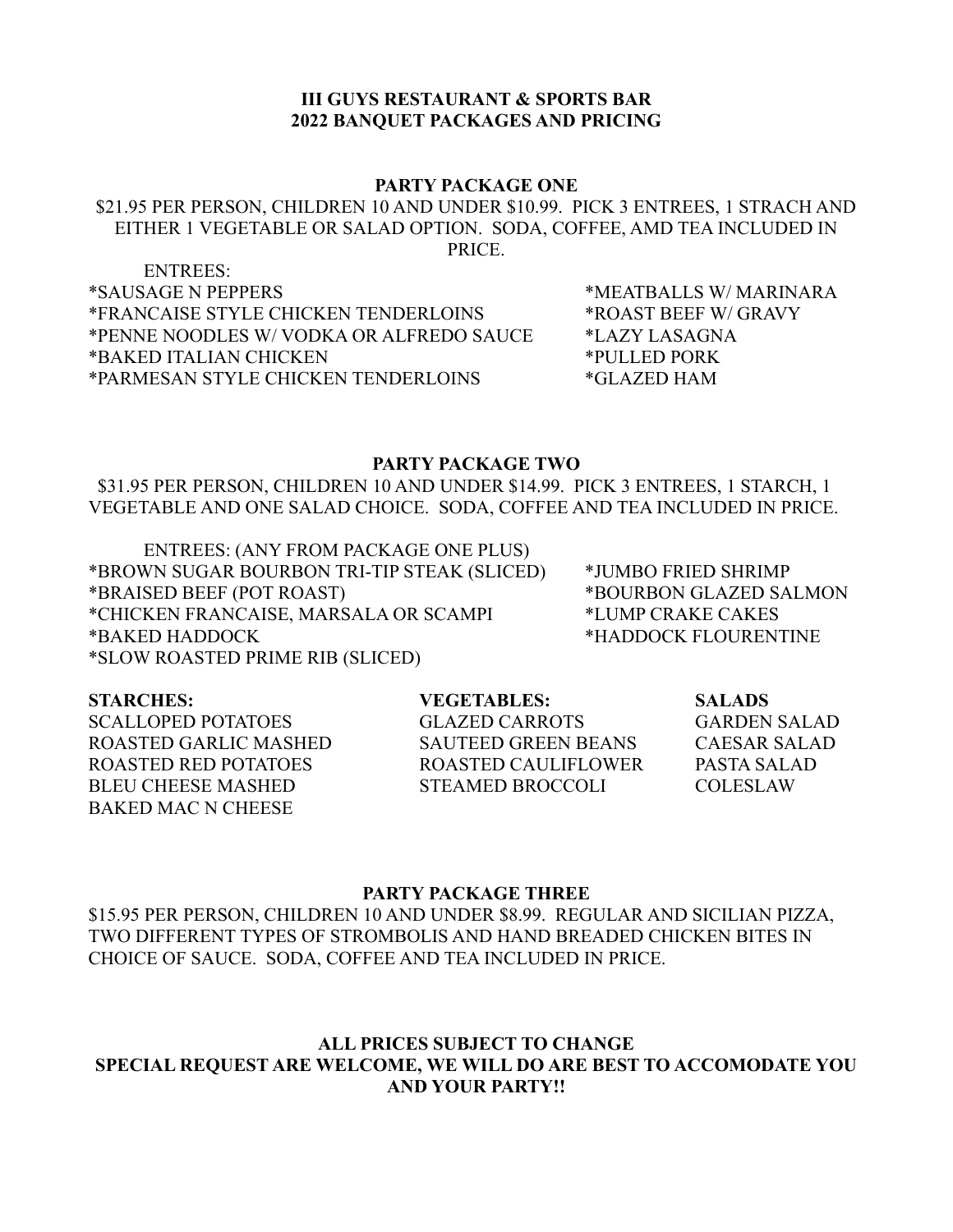# III GUYS RESTAURANT & SPORTS BAR
# 2022 BANQUET PACKAGES AND PRICING

## PARTY PACKAGE ONE

$21.95 PER PERSON, CHILDREN 10 AND UNDER $10.99. PICK 3 ENTREES, 1 STRACH AND EITHER 1 VEGETABLE OR SALAD OPTION. SODA, COFFEE, AMD TEA INCLUDED IN PRICE.

ENTREES:

*SAUSAGE N PEPPERS
*FRANCAISE STYLE CHICKEN TENDERLOINS
*PENNE NOODLES W/ VODKA OR ALFREDO SAUCE
*BAKED ITALIAN CHICKEN
*PARMESAN STYLE CHICKEN TENDERLOINS
*MEATBALLS W/ MARINARA
*ROAST BEEF W/ GRAVY
*LAZY LASAGNA
*PULLED PORK
*GLAZED HAM

## PARTY PACKAGE TWO

$31.95 PER PERSON, CHILDREN 10 AND UNDER $14.99. PICK 3 ENTREES, 1 STARCH, 1 VEGETABLE AND ONE SALAD CHOICE. SODA, COFFEE AND TEA INCLUDED IN PRICE.

ENTREES: (ANY FROM PACKAGE ONE PLUS)

*BROWN SUGAR BOURBON TRI-TIP STEAK (SLICED)
*BRAISED BEEF (POT ROAST)
*CHICKEN FRANCAISE, MARSALA OR SCAMPI
*BAKED HADDOCK
*SLOW ROASTED PRIME RIB (SLICED)
*JUMBO FRIED SHRIMP
*BOURBON GLAZED SALMON
*LUMP CRAKE CAKES
*HADDOCK FLOURENTINE

| **STARCHES:** | **VEGETABLES:** | **SALADS** |
|---|---|---|
| SCALLOPED POTATOES | GLAZED CARROTS | GARDEN SALAD |
| ROASTED GARLIC MASHED | SAUTEED GREEN BEANS | CAESAR SALAD |
| ROASTED RED POTATOES | ROASTED CAULIFLOWER | PASTA SALAD |
| BLEU CHEESE MASHED | STEAMED BROCCOLI | COLESLAW |
| BAKED MAC N CHEESE | | |

## PARTY PACKAGE THREE

$15.95 PER PERSON, CHILDREN 10 AND UNDER $8.99. REGULAR AND SICILIAN PIZZA, TWO DIFFERENT TYPES OF STROMBOLIS AND HAND BREADED CHICKEN BITES IN CHOICE OF SAUCE. SODA, COFFEE AND TEA INCLUDED IN PRICE.

**ALL PRICES SUBJECT TO CHANGE**
**SPECIAL REQUEST ARE WELCOME, WE WILL DO ARE BEST TO ACCOMODATE YOU AND YOUR PARTY!!**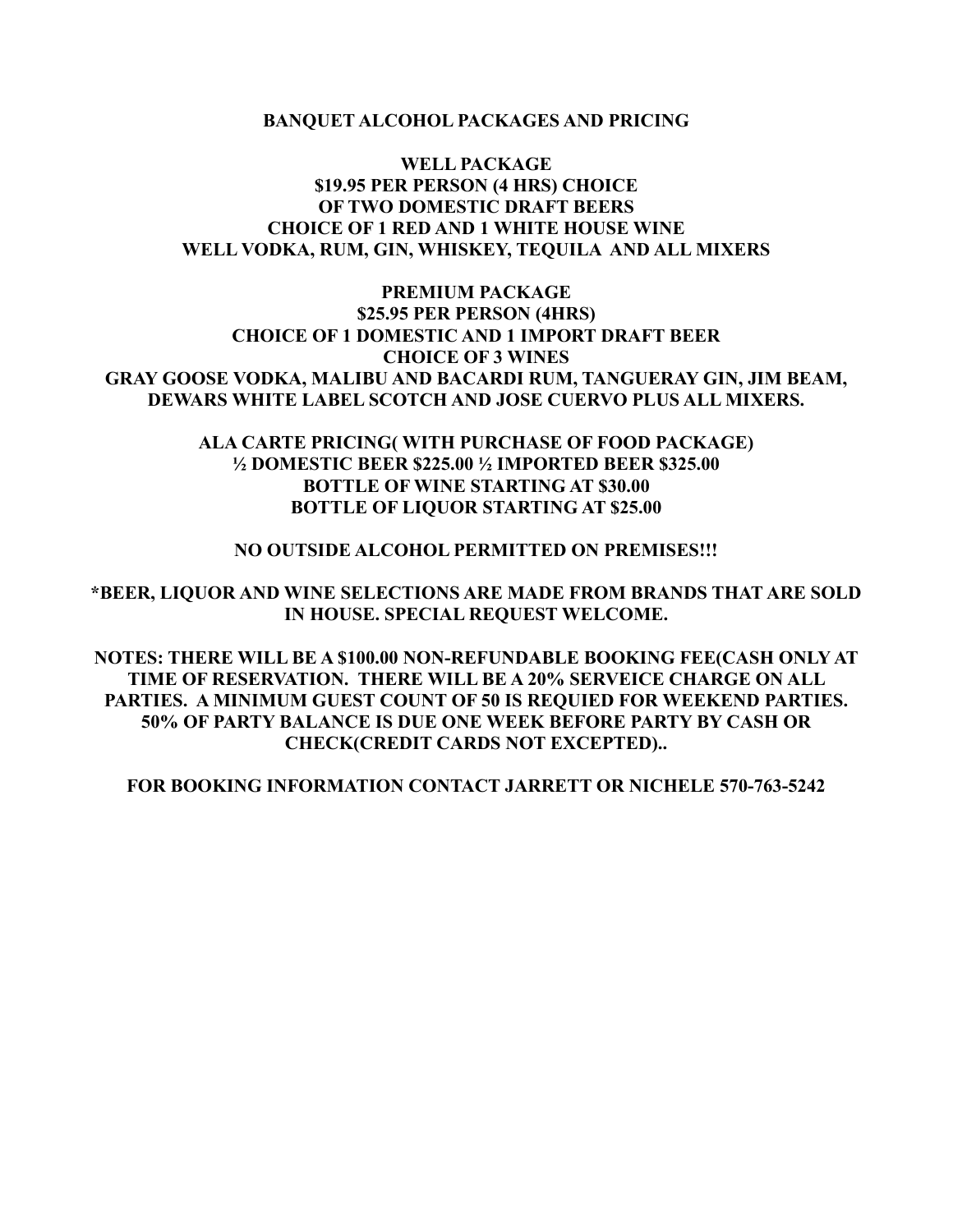# BANQUET ALCOHOL PACKAGES AND PRICING

## WELL PACKAGE

**$19.95 PER PERSON (4 HRS) CHOICE OF TWO DOMESTIC DRAFT BEERS**
**CHOICE OF 1 RED AND 1 WHITE HOUSE WINE**
**WELL VODKA, RUM, GIN, WHISKEY, TEQUILA AND ALL MIXERS**

## PREMIUM PACKAGE

**$25.95 PER PERSON (4HRS)**
**CHOICE OF 1 DOMESTIC AND 1 IMPORT DRAFT BEER**
**CHOICE OF 3 WINES**
**GRAY GOOSE VODKA, MALIBU AND BACARDI RUM, TANGUERAY GIN, JIM BEAM, DEWARS WHITE LABEL SCOTCH AND JOSE CUERVO PLUS ALL MIXERS.**

## ALA CARTE PRICING( WITH PURCHASE OF FOOD PACKAGE)

**½ DOMESTIC BEER $225.00 ½ IMPORTED BEER $325.00**
**BOTTLE OF WINE STARTING AT $30.00**
**BOTTLE OF LIQUOR STARTING AT $25.00**

**NO OUTSIDE ALCOHOL PERMITTED ON PREMISES!!!**

**\*BEER, LIQUOR AND WINE SELECTIONS ARE MADE FROM BRANDS THAT ARE SOLD IN HOUSE. SPECIAL REQUEST WELCOME.**

**NOTES: THERE WILL BE A $100.00 NON-REFUNDABLE BOOKING FEE(CASH ONLY AT TIME OF RESERVATION. THERE WILL BE A 20% SERVEICE CHARGE ON ALL PARTIES. A MINIMUM GUEST COUNT OF 50 IS REQUIED FOR WEEKEND PARTIES. 50% OF PARTY BALANCE IS DUE ONE WEEK BEFORE PARTY BY CASH OR CHECK(CREDIT CARDS NOT EXCEPTED)..**

**FOR BOOKING INFORMATION CONTACT JARRETT OR NICHELE 570-763-5242**